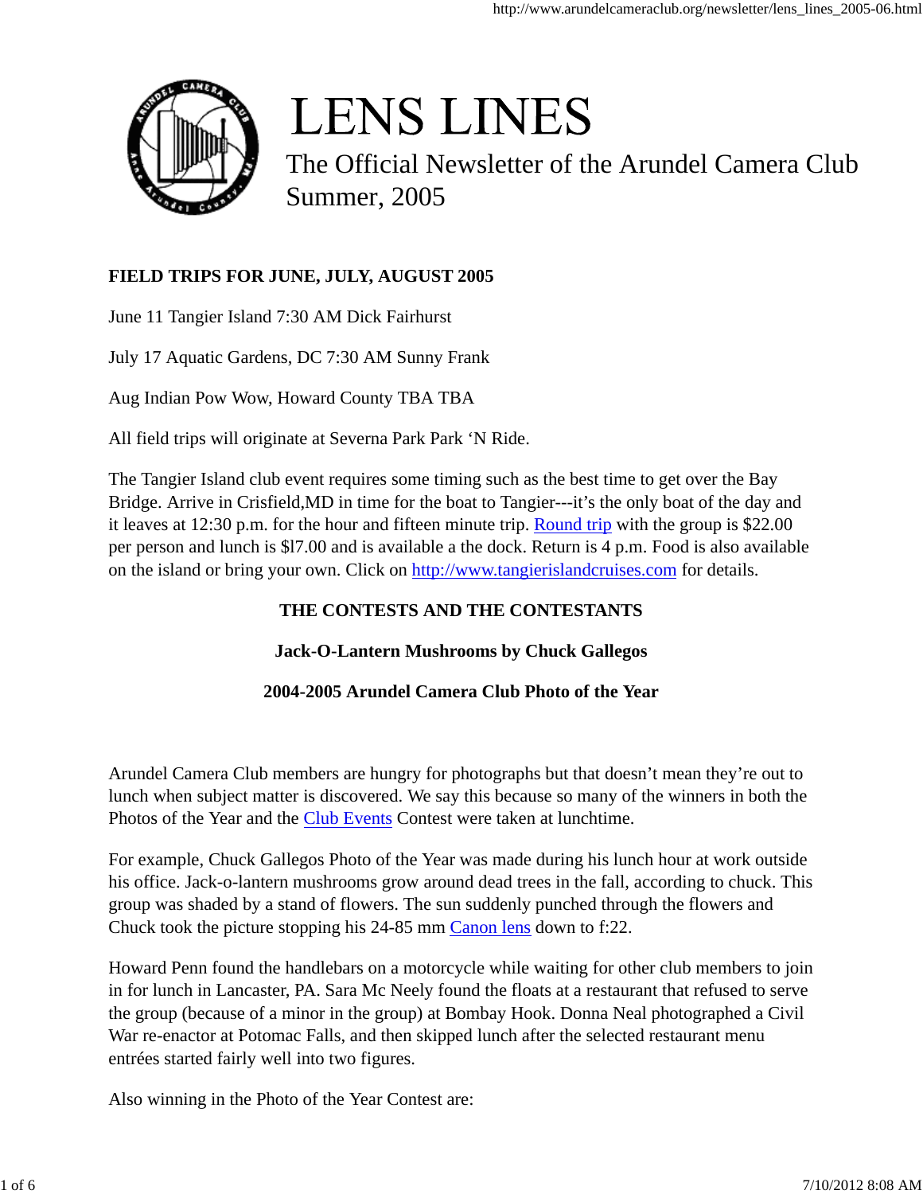# LENS LINES

The Official Newsletter of the Arundel Camera Club
Summer, 2005

**FIELD TRIPS FOR JUNE, JULY, AUGUST 2005**

June 11 Tangier Island 7:30 AM Dick Fairhurst

July 17 Aquatic Gardens, DC 7:30 AM Sunny Frank

Aug Indian Pow Wow, Howard County TBA TBA

All field trips will originate at Severna Park Park 'N Ride.

The Tangier Island club event requires some timing such as the best time to get over the Bay Bridge. Arrive in Crisfield,MD in time for the boat to Tangier---it's the only boat of the day and it leaves at 12:30 p.m. for the hour and fifteen minute trip. Round trip with the group is $22.00 per person and lunch is $l7.00 and is available a the dock. Return is 4 p.m. Food is also available on the island or bring your own. Click on http://www.tangierislandcruises.com for details.

**THE CONTESTS AND THE CONTESTANTS**

**Jack-O-Lantern Mushrooms by Chuck Gallegos**

**2004-2005 Arundel Camera Club Photo of the Year**

Arundel Camera Club members are hungry for photographs but that doesn't mean they're out to lunch when subject matter is discovered. We say this because so many of the winners in both the Photos of the Year and the Club Events Contest were taken at lunchtime.

For example, Chuck Gallegos Photo of the Year was made during his lunch hour at work outside his office. Jack-o-lantern mushrooms grow around dead trees in the fall, according to chuck. This group was shaded by a stand of flowers. The sun suddenly punched through the flowers and Chuck took the picture stopping his 24-85 mm Canon lens down to f:22.

Howard Penn found the handlebars on a motorcycle while waiting for other club members to join in for lunch in Lancaster, PA. Sara Mc Neely found the floats at a restaurant that refused to serve the group (because of a minor in the group) at Bombay Hook. Donna Neal photographed a Civil War re-enactor at Potomac Falls, and then skipped lunch after the selected restaurant menu entrées started fairly well into two figures.

Also winning in the Photo of the Year Contest are: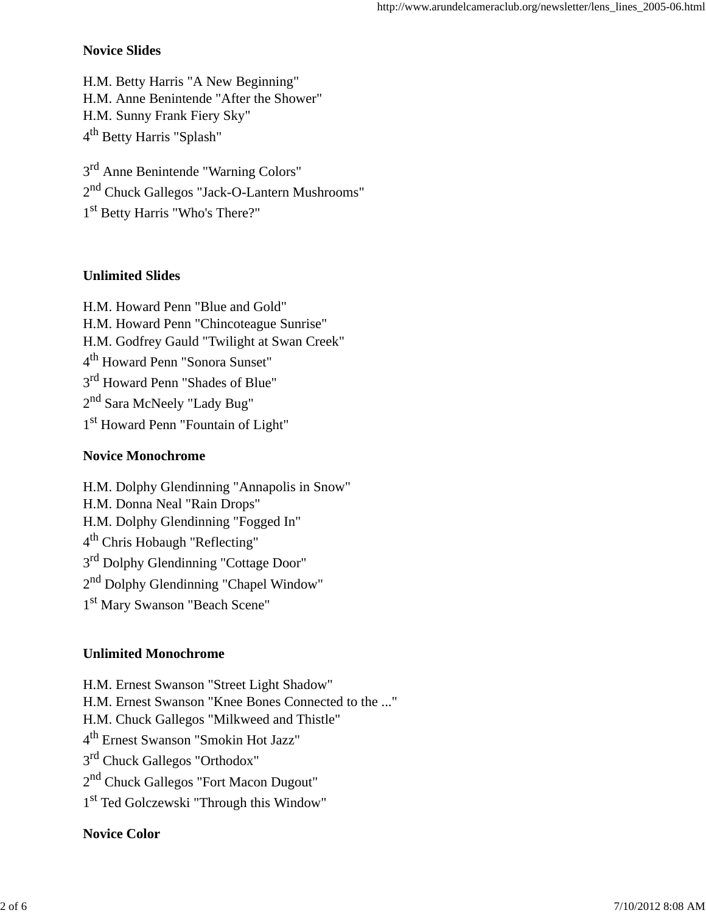**Novice Slides**

H.M. Betty Harris "A New Beginning"
H.M. Anne Benintende "After the Shower"
H.M. Sunny Frank Fiery Sky"
4th Betty Harris "Splash"

3rd Anne Benintende "Warning Colors"
2nd Chuck Gallegos "Jack-O-Lantern Mushrooms"
1st Betty Harris "Who's There?"

**Unlimited Slides**

H.M. Howard Penn "Blue and Gold"
H.M. Howard Penn "Chincoteague Sunrise"
H.M. Godfrey Gauld "Twilight at Swan Creek"
4th Howard Penn "Sonora Sunset"
3rd Howard Penn "Shades of Blue"
2nd Sara McNeely "Lady Bug"
1st Howard Penn "Fountain of Light"

**Novice Monochrome**

H.M. Dolphy Glendinning "Annapolis in Snow"
H.M. Donna Neal "Rain Drops"
H.M. Dolphy Glendinning "Fogged In"
4th Chris Hobaugh "Reflecting"
3rd Dolphy Glendinning "Cottage Door"
2nd Dolphy Glendinning "Chapel Window"
1st Mary Swanson "Beach Scene"

**Unlimited Monochrome**

H.M. Ernest Swanson "Street Light Shadow"
H.M. Ernest Swanson "Knee Bones Connected to the ..."
H.M. Chuck Gallegos "Milkweed and Thistle"
4th Ernest Swanson "Smokin Hot Jazz"
3rd Chuck Gallegos "Orthodox"
2nd Chuck Gallegos "Fort Macon Dugout"
1st Ted Golczewski "Through this Window"

**Novice Color**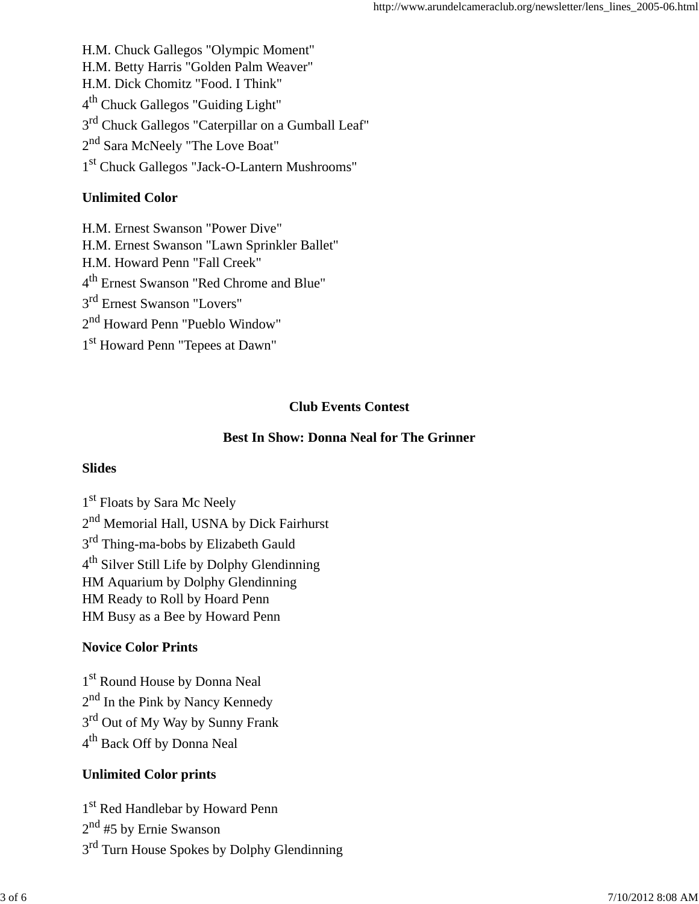H.M. Chuck Gallegos "Olympic Moment"
H.M. Betty Harris "Golden Palm Weaver"
H.M. Dick Chomitz "Food. I Think"
4th Chuck Gallegos "Guiding Light"
3rd Chuck Gallegos "Caterpillar on a Gumball Leaf"
2nd Sara McNeely "The Love Boat"
1st Chuck Gallegos "Jack-O-Lantern Mushrooms"

**Unlimited Color**

H.M. Ernest Swanson "Power Dive"
H.M. Ernest Swanson "Lawn Sprinkler Ballet"
H.M. Howard Penn "Fall Creek"
4th Ernest Swanson "Red Chrome and Blue"
3rd Ernest Swanson "Lovers"
2nd Howard Penn "Pueblo Window"
1st Howard Penn "Tepees at Dawn"

## Club Events Contest

**Best In Show: Donna Neal for The Grinner**

**Slides**

1st Floats by Sara Mc Neely
2nd Memorial Hall, USNA by Dick Fairhurst
3rd Thing-ma-bobs by Elizabeth Gauld
4th Silver Still Life by Dolphy Glendinning
HM Aquarium by Dolphy Glendinning
HM Ready to Roll by Hoard Penn
HM Busy as a Bee by Howard Penn

**Novice Color Prints**

1st Round House by Donna Neal
2nd In the Pink by Nancy Kennedy
3rd Out of My Way by Sunny Frank
4th Back Off by Donna Neal

**Unlimited Color prints**

1st Red Handlebar by Howard Penn
2nd #5 by Ernie Swanson
3rd Turn House Spokes by Dolphy Glendinning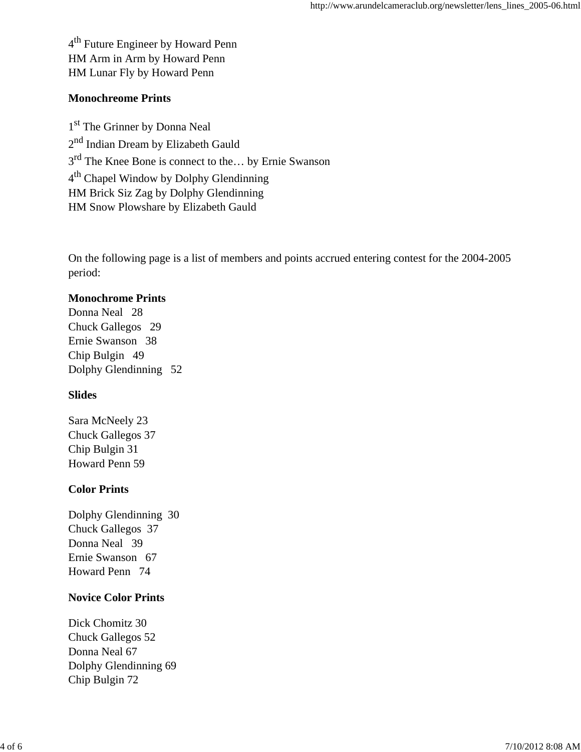4th Future Engineer by Howard Penn
HM Arm in Arm by Howard Penn
HM Lunar Fly by Howard Penn

**Monochreome Prints**

1st The Grinner by Donna Neal
2nd Indian Dream by Elizabeth Gauld
3rd The Knee Bone is connect to the… by Ernie Swanson
4th Chapel Window by Dolphy Glendinning
HM Brick Siz Zag by Dolphy Glendinning
HM Snow Plowshare by Elizabeth Gauld

On the following page is a list of members and points accrued entering contest for the 2004-2005 period:

**Monochrome Prints**
Donna Neal 28
Chuck Gallegos 29
Ernie Swanson 38
Chip Bulgin 49
Dolphy Glendinning 52

**Slides**

Sara McNeely 23
Chuck Gallegos 37
Chip Bulgin 31
Howard Penn 59

**Color Prints**

Dolphy Glendinning 30
Chuck Gallegos 37
Donna Neal 39
Ernie Swanson 67
Howard Penn 74

**Novice Color Prints**

Dick Chomitz 30
Chuck Gallegos 52
Donna Neal 67
Dolphy Glendinning 69
Chip Bulgin 72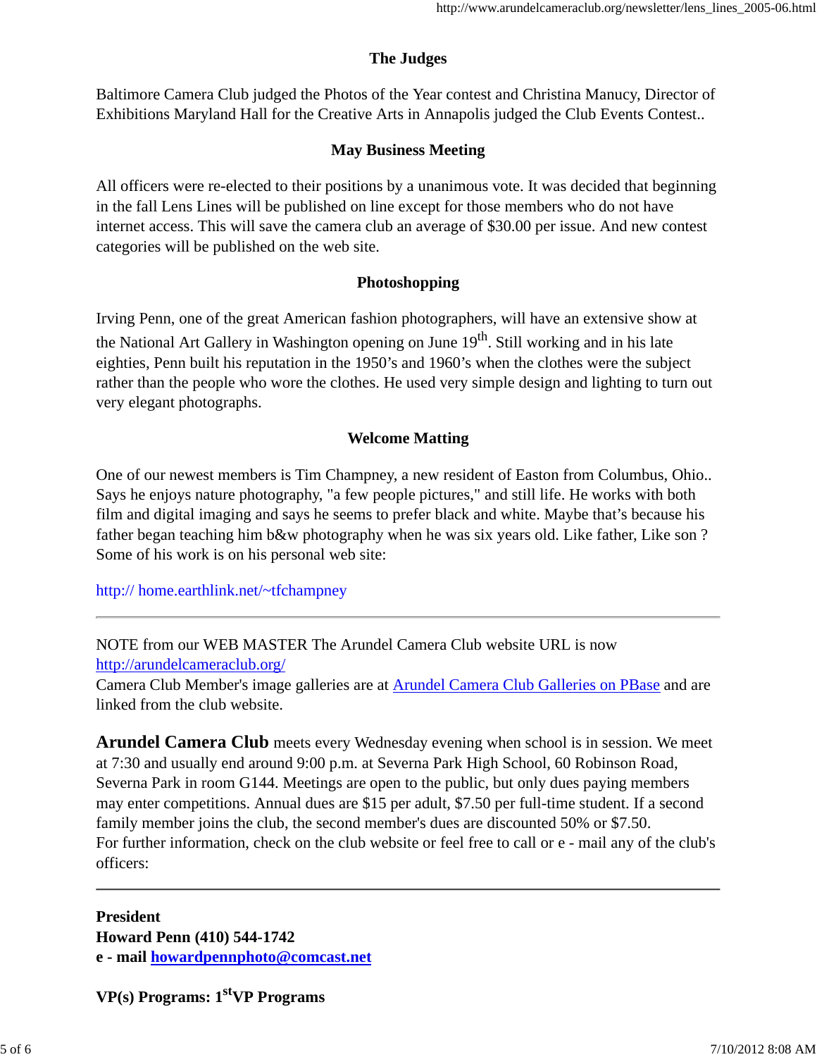### The Judges

Baltimore Camera Club judged the Photos of the Year contest and Christina Manucy, Director of Exhibitions Maryland Hall for the Creative Arts in Annapolis judged the Club Events Contest..

### May Business Meeting

All officers were re-elected to their positions by a unanimous vote. It was decided that beginning in the fall Lens Lines will be published on line except for those members who do not have internet access. This will save the camera club an average of $30.00 per issue. And new contest categories will be published on the web site.

### Photoshopping

Irving Penn, one of the great American fashion photographers, will have an extensive show at the National Art Gallery in Washington opening on June 19th. Still working and in his late eighties, Penn built his reputation in the 1950's and 1960's when the clothes were the subject rather than the people who wore the clothes. He used very simple design and lighting to turn out very elegant photographs.

### Welcome Matting

One of our newest members is Tim Champney, a new resident of Easton from Columbus, Ohio.. Says he enjoys nature photography, "a few people pictures," and still life. He works with both film and digital imaging and says he seems to prefer black and white. Maybe that's because his father began teaching him b&w photography when he was six years old. Like father, Like son ? Some of his work is on his personal web site:

http:// home.earthlink.net/~tfchampney

---

NOTE from our WEB MASTER The Arundel Camera Club website URL is now http://arundelcameraclub.org/
Camera Club Member's image galleries are at Arundel Camera Club Galleries on PBase and are linked from the club website.

**Arundel Camera Club** meets every Wednesday evening when school is in session. We meet at 7:30 and usually end around 9:00 p.m. at Severna Park High School, 60 Robinson Road, Severna Park in room G144. Meetings are open to the public, but only dues paying members may enter competitions. Annual dues are $15 per adult, $7.50 per full-time student. If a second family member joins the club, the second member's dues are discounted 50% or $7.50.
For further information, check on the club website or feel free to call or e - mail any of the club's officers:

---

**President**
**Howard Penn (410) 544-1742**
**e - mail howardpennphoto@comcast.net**

**VP(s) Programs: 1st VP Programs**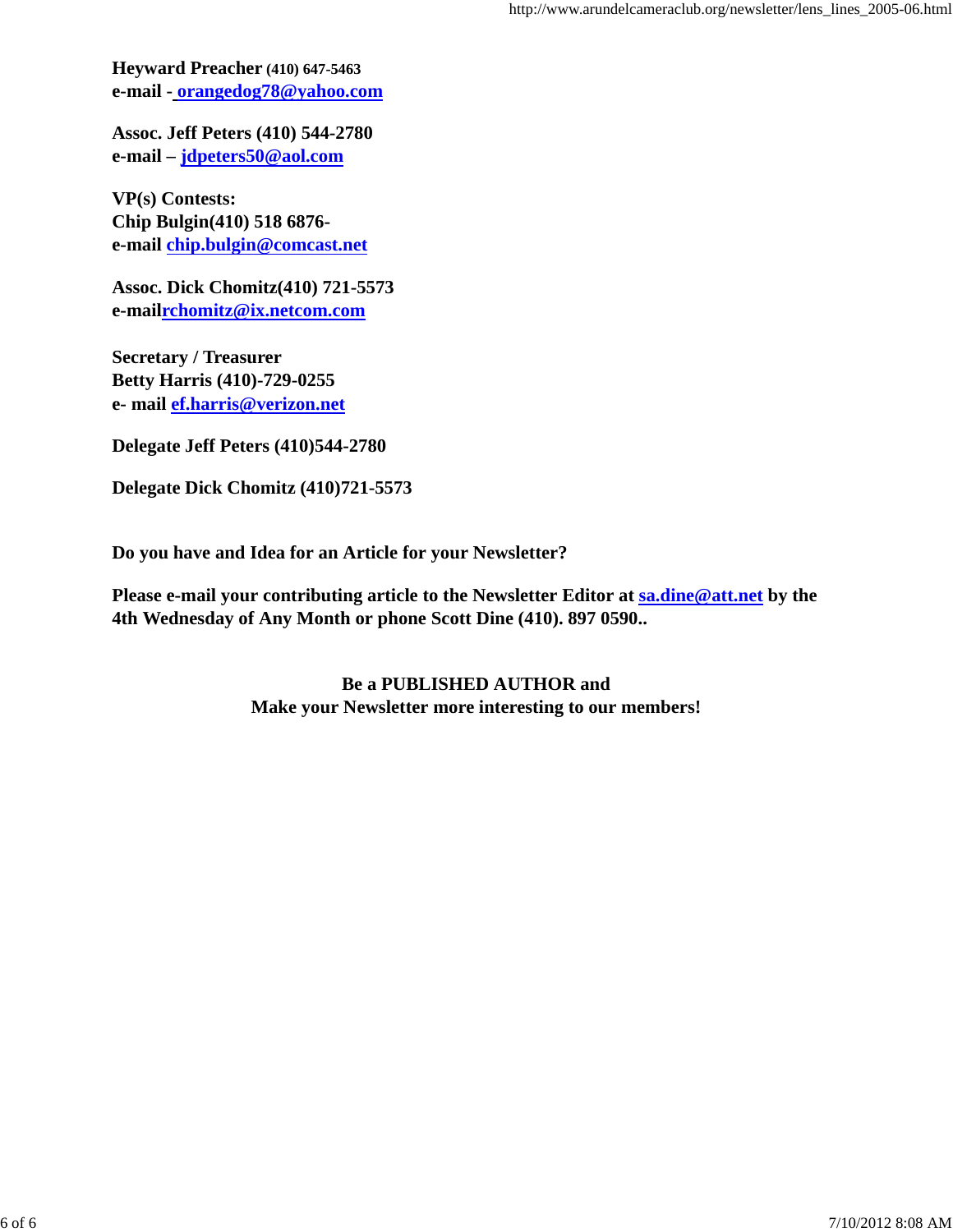**Heyward Preacher (410) 647-5463**
**e-mail - orangedog78@yahoo.com**

**Assoc. Jeff Peters (410) 544-2780**
**e-mail – jdpeters50@aol.com**

**VP(s) Contests:**
**Chip Bulgin(410) 518 6876-**
**e-mail chip.bulgin@comcast.net**

**Assoc. Dick Chomitz(410) 721-5573**
**e-mailrchomitz@ix.netcom.com**

**Secretary / Treasurer**
**Betty Harris (410)-729-0255**
**e- mail ef.harris@verizon.net**

**Delegate Jeff Peters (410)544-2780**

**Delegate Dick Chomitz (410)721-5573**

**Do you have and Idea for an Article for your Newsletter?**

**Please e-mail your contributing article to the Newsletter Editor at sa.dine@att.net by the 4th Wednesday of Any Month or phone Scott Dine (410). 897 0590..**

**Be a PUBLISHED AUTHOR and**
**Make your Newsletter more interesting to our members!**